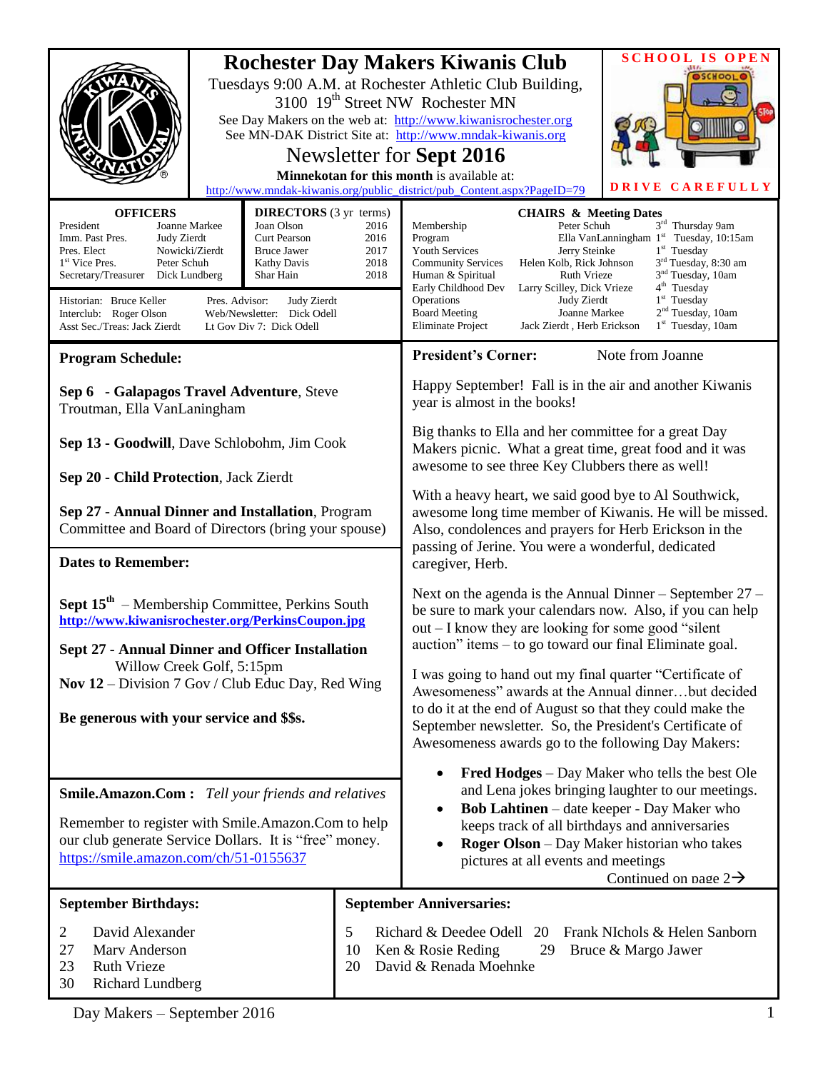# Rochester Day Makers Kiwanis Club

Tuesdays 9:00 A.M. at Rochester Athletic Club Building,
3100 19th Street NW Rochester MN

See Day Makers on the web at: http://www.kiwanisrochester.org
See MN-DAK District Site at: http://www.mndak-kiwanis.org

## Newsletter for Sept 2016

**Minnekotan for this month** is available at:
http://www.mndak-kiwanis.org/public_district/pub_Content.aspx?PageID=79

**SCHOOL IS OPEN**

**DRIVE CAREFULLY**

| OFFICERS | | DIRECTORS (3 yr terms) | |
|---|---|---|---|
| President | Joanne Markee | Joan Olson | 2016 |
| Imm. Past Pres. | Judy Zierdt | Curt Pearson | 2016 |
| Pres. Elect | Nowicki/Zierdt | Bruce Jawer | 2017 |
| 1st Vice Pres. | Peter Schuh | Kathy Davis | 2018 |
| Secretary/Treasurer | Dick Lundberg | Shar Hain | 2018 |

Historian: Bruce Keller — Pres. Advisor: Judy Zierdt
Interclub: Roger Olson — Web/Newsletter: Dick Odell
Asst Sec./Treas: Jack Zierdt — Lt Gov Div 7: Dick Odell

| CHAIRS & Meeting Dates | | |
|---|---|---|
| Membership | Peter Schuh | 3rd Thursday 9am |
| Program | Ella VanLanningham | 1st Tuesday, 10:15am |
| Youth Services | Jerry Steinke | 1st Tuesday |
| Community Services | Helen Kolb, Rick Johnson | 3rd Tuesday, 8:30 am |
| Human & Spiritual | Ruth Vrieze | 3nd Tuesday, 10am |
| Early Childhood Dev | Larry Scilley, Dick Vrieze | 4th Tuesday |
| Operations | Judy Zierdt | 1st Tuesday |
| Board Meeting | Joanne Markee | 2nd Tuesday, 10am |
| Eliminate Project | Jack Zierdt , Herb Erickson | 1st Tuesday, 10am |

### Program Schedule:

**Sep 6 - Galapagos Travel Adventure**, Steve Troutman, Ella VanLaningham

**Sep 13 - Goodwill**, Dave Schlobohm, Jim Cook

**Sep 20 - Child Protection**, Jack Zierdt

**Sep 27 - Annual Dinner and Installation**, Program Committee and Board of Directors (bring your spouse)

### Dates to Remember:

**Sept 15th** – Membership Committee, Perkins South
**http://www.kiwanisrochester.org/PerkinsCoupon.jpg**

**Sept 27 - Annual Dinner and Officer Installation**
Willow Creek Golf, 5:15pm

**Nov 12** – Division 7 Gov / Club Educ Day, Red Wing

**Be generous with your service and $$s.**

### Smile.Amazon.Com : *Tell your friends and relatives*

Remember to register with Smile.Amazon.Com to help our club generate Service Dollars. It is "free" money.
https://smile.amazon.com/ch/51-0155637

### President's Corner: Note from Joanne

Happy September! Fall is in the air and another Kiwanis year is almost in the books!

Big thanks to Ella and her committee for a great Day Makers picnic. What a great time, great food and it was awesome to see three Key Clubbers there as well!

With a heavy heart, we said good bye to Al Southwick, awesome long time member of Kiwanis. He will be missed. Also, condolences and prayers for Herb Erickson in the passing of Jerine. You were a wonderful, dedicated caregiver, Herb.

Next on the agenda is the Annual Dinner – September 27 – be sure to mark your calendars now. Also, if you can help out – I know they are looking for some good "silent auction" items – to go toward our final Eliminate goal.

I was going to hand out my final quarter "Certificate of Awesomeness" awards at the Annual dinner…but decided to do it at the end of August so that they could make the September newsletter. So, the President's Certificate of Awesomeness awards go to the following Day Makers:

- **Fred Hodges** – Day Maker who tells the best Ole and Lena jokes bringing laughter to our meetings.
- **Bob Lahtinen** – date keeper - Day Maker who keeps track of all birthdays and anniversaries
- **Roger Olson** – Day Maker historian who takes pictures at all events and meetings

Continued on page 2→

### September Birthdays:

| | |
|---|---|
| 2 | David Alexander |
| 27 | Marv Anderson |
| 23 | Ruth Vrieze |
| 30 | Richard Lundberg |

### September Anniversaries:

| | | | |
|---|---|---|---|
| 5 | Richard & Deedee Odell | 20 | Frank NIchols & Helen Sanborn |
| 10 | Ken & Rosie Reding | 29 | Bruce & Margo Jawer |
| 20 | David & Renada Moehnke | | |

Day Makers – September 2016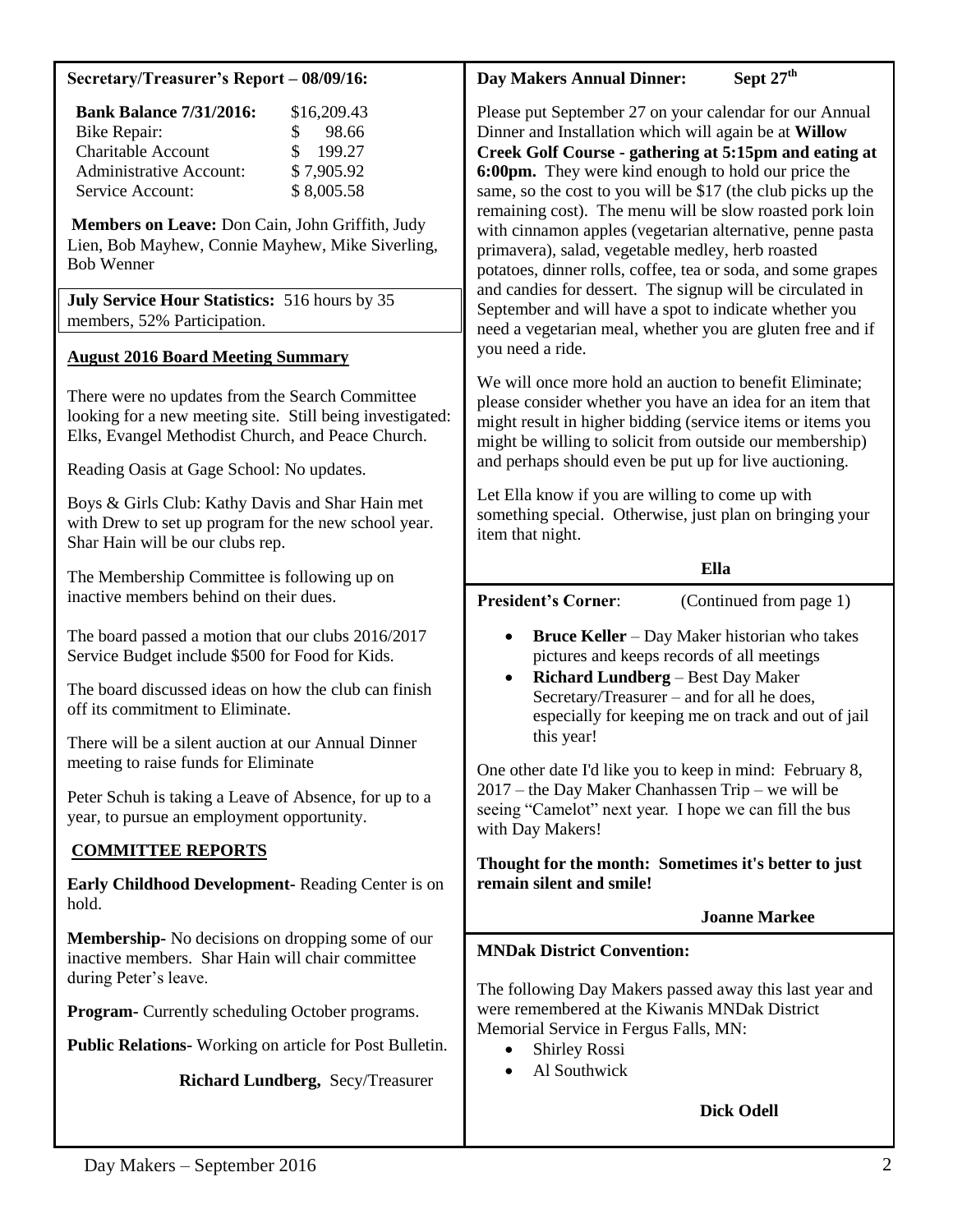**Secretary/Treasurer's Report – 08/09/16:**

| | |
|---|---|
| **Bank Balance 7/31/2016:** | $16,209.43 |
| Bike Repair: | $ 98.66 |
| Charitable Account | $ 199.27 |
| Administrative Account: | $ 7,905.92 |
| Service Account: | $ 8,005.58 |

**Members on Leave:** Don Cain, John Griffith, Judy Lien, Bob Mayhew, Connie Mayhew, Mike Siverling, Bob Wenner

**July Service Hour Statistics:** 516 hours by 35 members, 52% Participation.

**August 2016 Board Meeting Summary**

There were no updates from the Search Committee looking for a new meeting site. Still being investigated: Elks, Evangel Methodist Church, and Peace Church.

Reading Oasis at Gage School: No updates.

Boys & Girls Club: Kathy Davis and Shar Hain met with Drew to set up program for the new school year. Shar Hain will be our clubs rep.

The Membership Committee is following up on inactive members behind on their dues.

The board passed a motion that our clubs 2016/2017 Service Budget include $500 for Food for Kids.

The board discussed ideas on how the club can finish off its commitment to Eliminate.

There will be a silent auction at our Annual Dinner meeting to raise funds for Eliminate

Peter Schuh is taking a Leave of Absence, for up to a year, to pursue an employment opportunity.

**COMMITTEE REPORTS**

**Early Childhood Development-** Reading Center is on hold.

**Membership-** No decisions on dropping some of our inactive members. Shar Hain will chair committee during Peter's leave.

**Program-** Currently scheduling October programs.

**Public Relations-** Working on article for Post Bulletin.

**Richard Lundberg,** Secy/Treasurer

**Day Makers Annual Dinner: Sept 27th**

Please put September 27 on your calendar for our Annual Dinner and Installation which will again be at **Willow Creek Golf Course - gathering at 5:15pm and eating at 6:00pm.** They were kind enough to hold our price the same, so the cost to you will be $17 (the club picks up the remaining cost). The menu will be slow roasted pork loin with cinnamon apples (vegetarian alternative, penne pasta primavera), salad, vegetable medley, herb roasted potatoes, dinner rolls, coffee, tea or soda, and some grapes and candies for dessert. The signup will be circulated in September and will have a spot to indicate whether you need a vegetarian meal, whether you are gluten free and if you need a ride.

We will once more hold an auction to benefit Eliminate; please consider whether you have an idea for an item that might result in higher bidding (service items or items you might be willing to solicit from outside our membership) and perhaps should even be put up for live auctioning.

Let Ella know if you are willing to come up with something special. Otherwise, just plan on bringing your item that night.

**Ella**

**President's Corner**: (Continued from page 1)

- **Bruce Keller** – Day Maker historian who takes pictures and keeps records of all meetings
- **Richard Lundberg** – Best Day Maker Secretary/Treasurer – and for all he does, especially for keeping me on track and out of jail this year!

One other date I'd like you to keep in mind: February 8, 2017 – the Day Maker Chanhassen Trip – we will be seeing "Camelot" next year. I hope we can fill the bus with Day Makers!

**Thought for the month: Sometimes it's better to just remain silent and smile!**

**Joanne Markee**

**MNDak District Convention:**

The following Day Makers passed away this last year and were remembered at the Kiwanis MNDak District Memorial Service in Fergus Falls, MN:

- Shirley Rossi
- Al Southwick

**Dick Odell**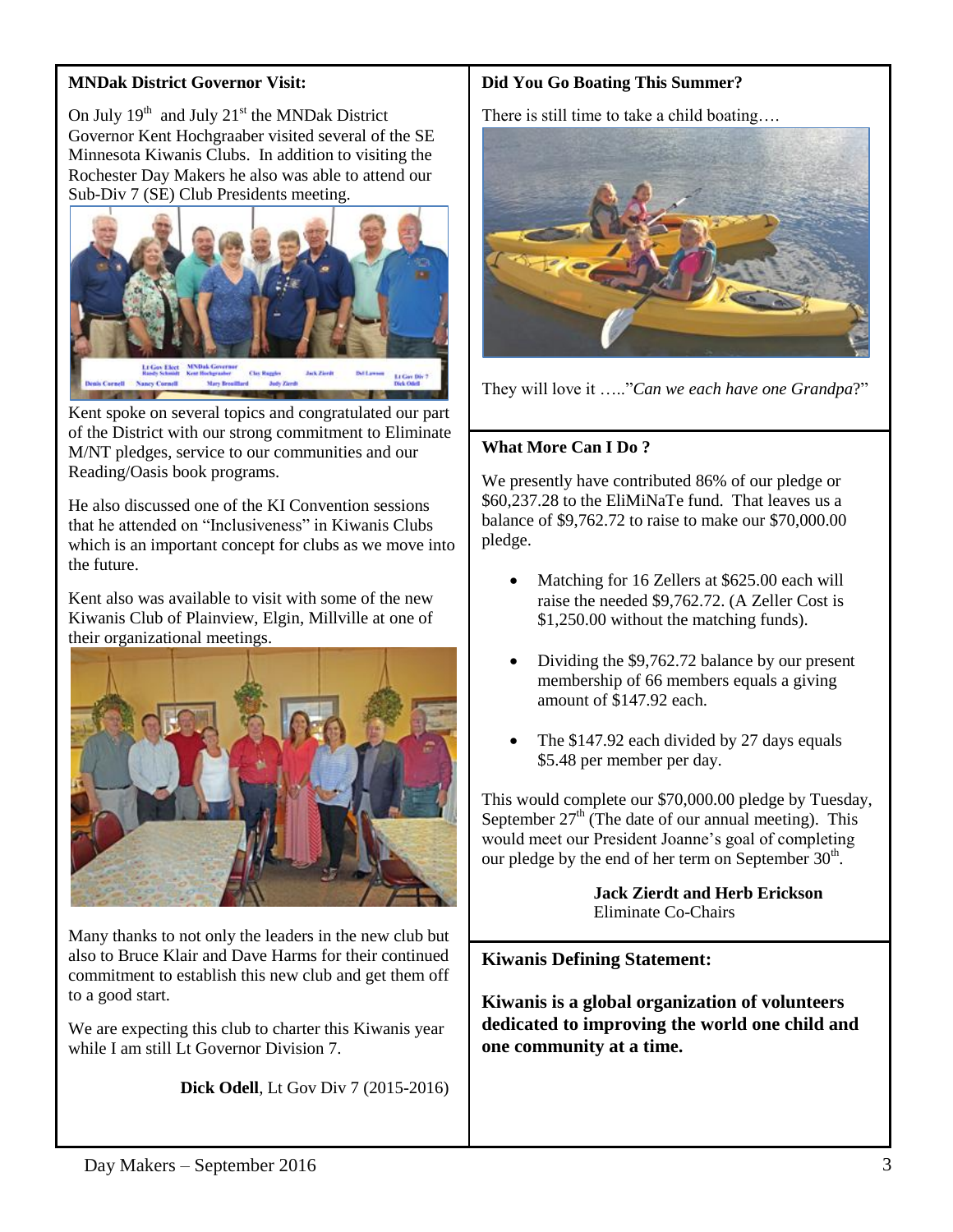**MNDak District Governor Visit:**

On July 19th and July 21st the MNDak District Governor Kent Hochgraaber visited several of the SE Minnesota Kiwanis Clubs. In addition to visiting the Rochester Day Makers he also was able to attend our Sub-Div 7 (SE) Club Presidents meeting.

Lt Gov Elect Randy Schmidt, MNDak Governor Kent Hochgraaber, Clay Ruggles, Jack Zierdt, Del Lawson, Lt Gov Div 7 Dick Odell, Denis Cornell, Nancy Cornell, Mary Brouillard, Judy Zierdt

Kent spoke on several topics and congratulated our part of the District with our strong commitment to Eliminate M/NT pledges, service to our communities and our Reading/Oasis book programs.

He also discussed one of the KI Convention sessions that he attended on "Inclusiveness" in Kiwanis Clubs which is an important concept for clubs as we move into the future.

Kent also was available to visit with some of the new Kiwanis Club of Plainview, Elgin, Millville at one of their organizational meetings.

Many thanks to not only the leaders in the new club but also to Bruce Klair and Dave Harms for their continued commitment to establish this new club and get them off to a good start.

We are expecting this club to charter this Kiwanis year while I am still Lt Governor Division 7.

**Dick Odell**, Lt Gov Div 7 (2015-2016)

**Did You Go Boating This Summer?**

There is still time to take a child boating….

They will love it ….."*Can we each have one Grandpa*?"

**What More Can I Do ?**

We presently have contributed 86% of our pledge or $60,237.28 to the EliMiNaTe fund. That leaves us a balance of $9,762.72 to raise to make our $70,000.00 pledge.

- Matching for 16 Zellers at $625.00 each will raise the needed $9,762.72. (A Zeller Cost is $1,250.00 without the matching funds).
- Dividing the $9,762.72 balance by our present membership of 66 members equals a giving amount of $147.92 each.
- The $147.92 each divided by 27 days equals $5.48 per member per day.

This would complete our $70,000.00 pledge by Tuesday, September 27th (The date of our annual meeting). This would meet our President Joanne's goal of completing our pledge by the end of her term on September 30th.

**Jack Zierdt and Herb Erickson**
Eliminate Co-Chairs

**Kiwanis Defining Statement:**

**Kiwanis is a global organization of volunteers dedicated to improving the world one child and one community at a time.**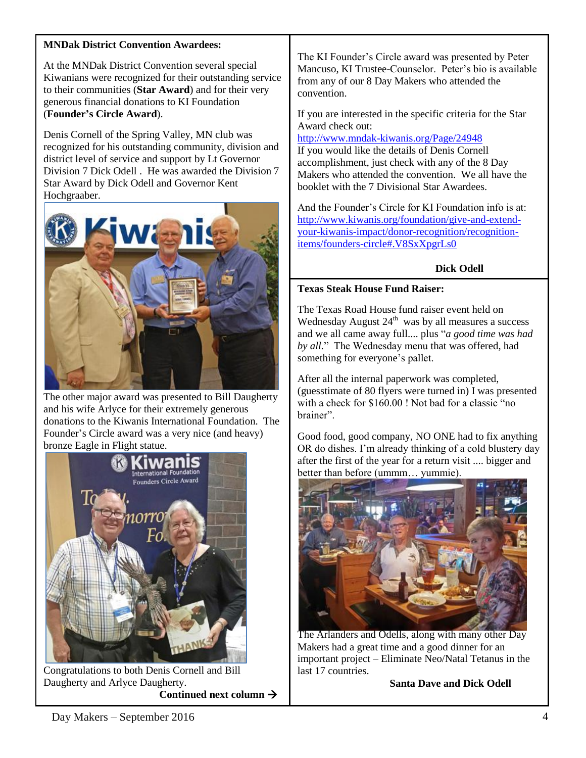**MNDak District Convention Awardees:**

At the MNDak District Convention several special Kiwanians were recognized for their outstanding service to their communities (**Star Award**) and for their very generous financial donations to KI Foundation (**Founder's Circle Award**).

Denis Cornell of the Spring Valley, MN club was recognized for his outstanding community, division and district level of service and support by Lt Governor Division 7 Dick Odell . He was awarded the Division 7 Star Award by Dick Odell and Governor Kent Hochgraaber.

The other major award was presented to Bill Daugherty and his wife Arlyce for their extremely generous donations to the Kiwanis International Foundation. The Founder's Circle award was a very nice (and heavy) bronze Eagle in Flight statue.

Congratulations to both Denis Cornell and Bill Daugherty and Arlyce Daugherty.

**Continued next column →**

The KI Founder's Circle award was presented by Peter Mancuso, KI Trustee-Counselor. Peter's bio is available from any of our 8 Day Makers who attended the convention.

If you are interested in the specific criteria for the Star Award check out:
http://www.mndak-kiwanis.org/Page/24948
If you would like the details of Denis Cornell accomplishment, just check with any of the 8 Day Makers who attended the convention. We all have the booklet with the 7 Divisional Star Awardees.

And the Founder's Circle for KI Foundation info is at:
http://www.kiwanis.org/foundation/give-and-extend-your-kiwanis-impact/donor-recognition/recognition-items/founders-circle#.V8SxXpgrLs0

**Dick Odell**

**Texas Steak House Fund Raiser:**

The Texas Road House fund raiser event held on Wednesday August 24th was by all measures a success and we all came away full.... plus "*a good time was had by all*." The Wednesday menu that was offered, had something for everyone's pallet.

After all the internal paperwork was completed, (guesstimate of 80 flyers were turned in) I was presented with a check for $160.00 ! Not bad for a classic "no brainer".

Good food, good company, NO ONE had to fix anything OR do dishes. I'm already thinking of a cold blustery day after the first of the year for a return visit .... bigger and better than before (ummm… yummie).

The Arlanders and Odells, along with many other Day Makers had a great time and a good dinner for an important project – Eliminate Neo/Natal Tetanus in the last 17 countries.

**Santa Dave and Dick Odell**